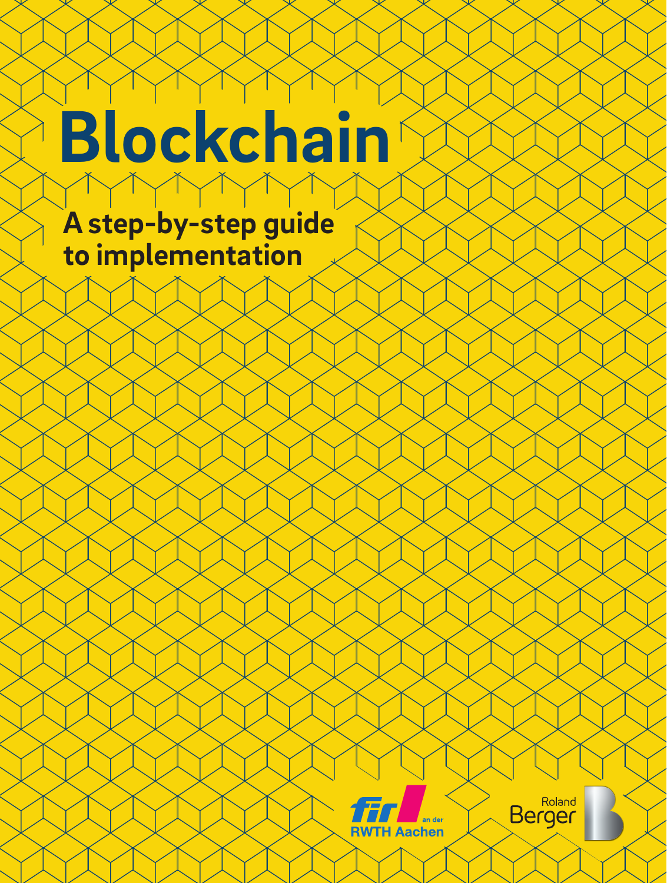# Blockchain

## A step-by-step guide to implementation

fir an der RWTH Aachen

Roland Berger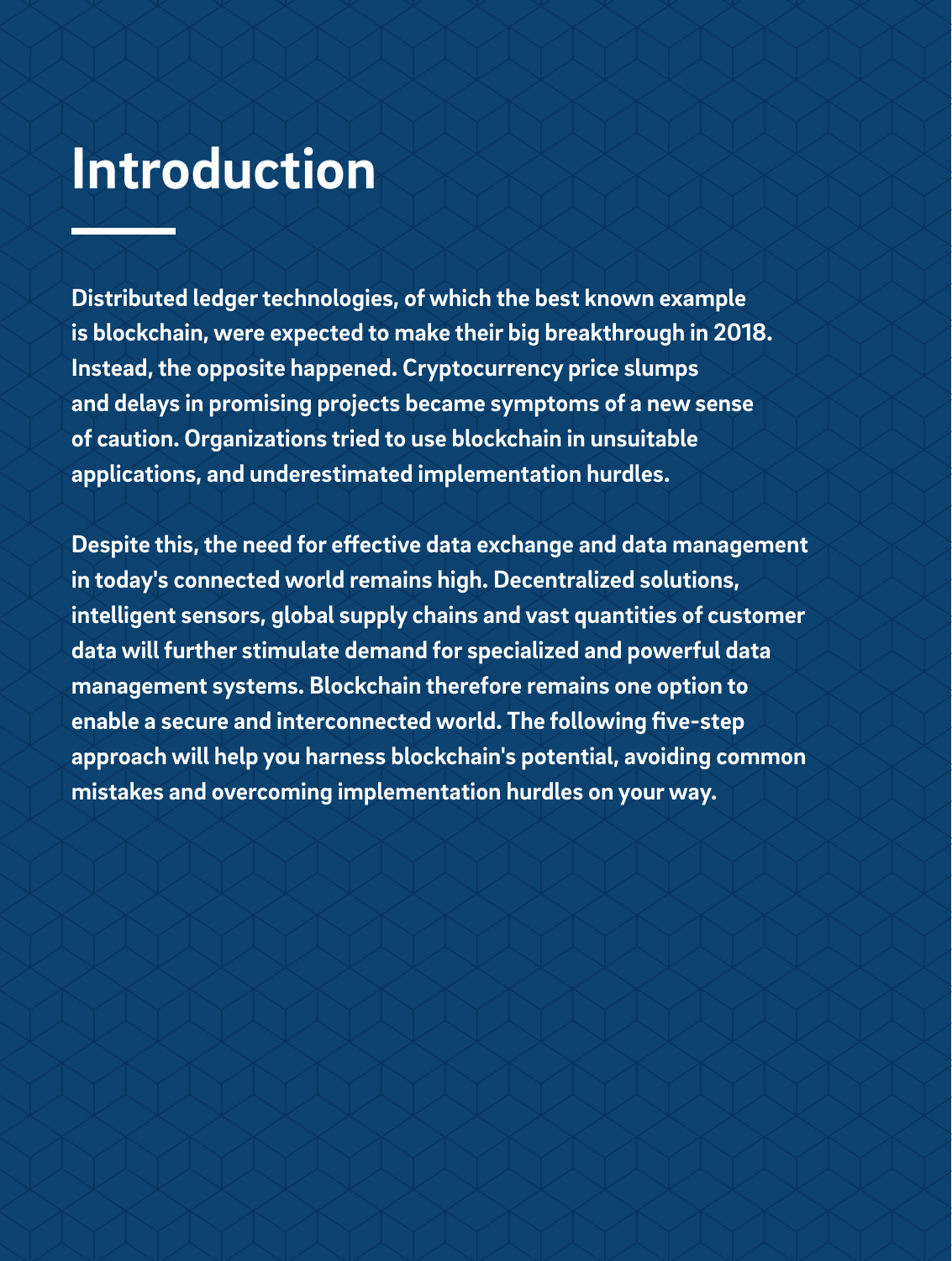# Introduction

**Distributed ledger technologies, of which the best known example is blockchain, were expected to make their big breakthrough in 2018. Instead, the opposite happened. Cryptocurrency price slumps and delays in promising projects became symptoms of a new sense of caution. Organizations tried to use blockchain in unsuitable applications, and underestimated implementation hurdles.**

**Despite this, the need for effective data exchange and data management in today's connected world remains high. Decentralized solutions, intelligent sensors, global supply chains and vast quantities of customer data will further stimulate demand for specialized and powerful data management systems. Blockchain therefore remains one option to enable a secure and interconnected world. The following five-step approach will help you harness blockchain's potential, avoiding common mistakes and overcoming implementation hurdles on your way.**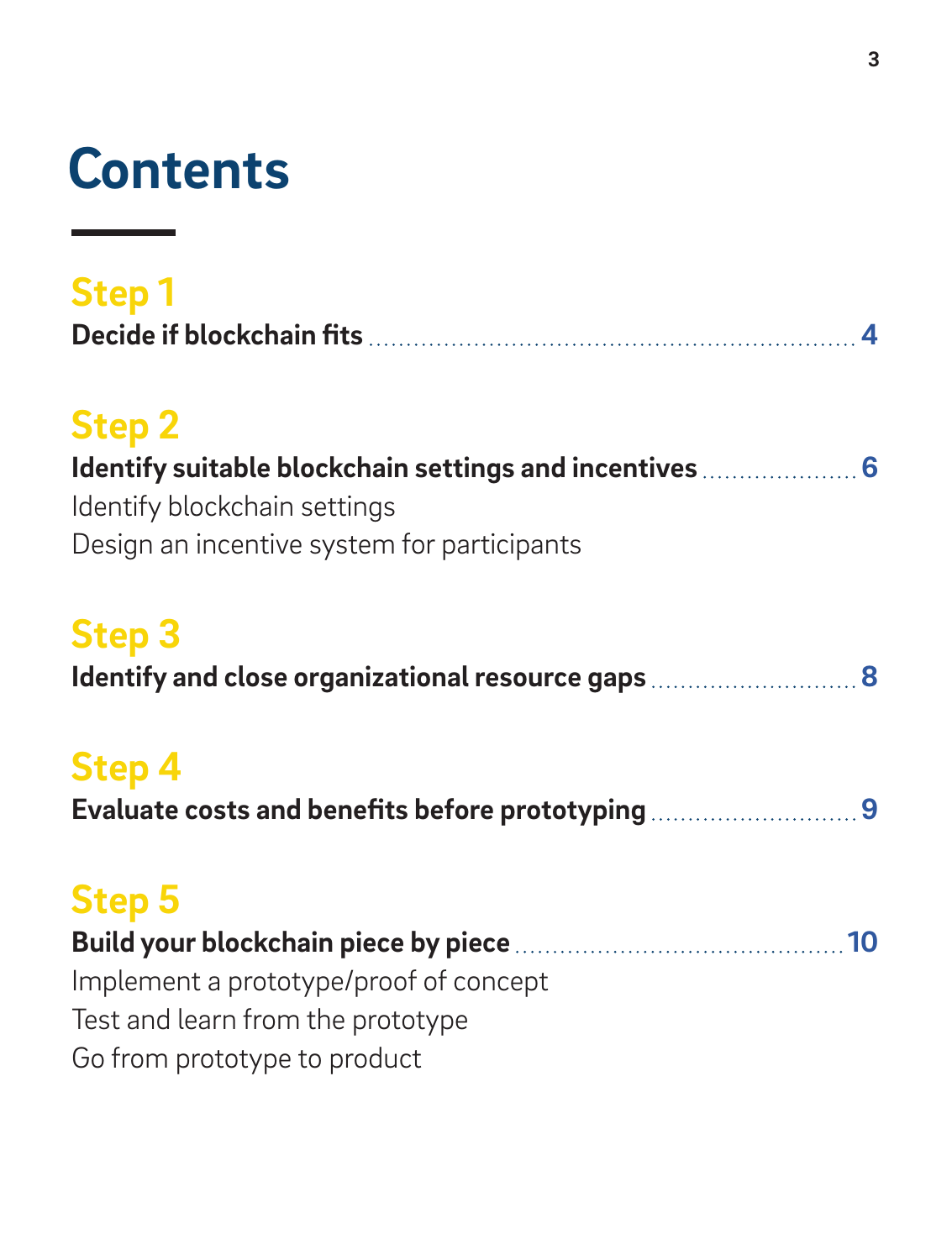# Contents

## Step 1

**Decide if blockchain fits** ........ **4**

## Step 2

**Identify suitable blockchain settings and incentives** ........ **6**

Identify blockchain settings

Design an incentive system for participants

## Step 3

**Identify and close organizational resource gaps** ........ **8**

## Step 4

**Evaluate costs and benefits before prototyping** ........ **9**

## Step 5

**Build your blockchain piece by piece** ........ **10**

Implement a prototype/proof of concept

Test and learn from the prototype

Go from prototype to product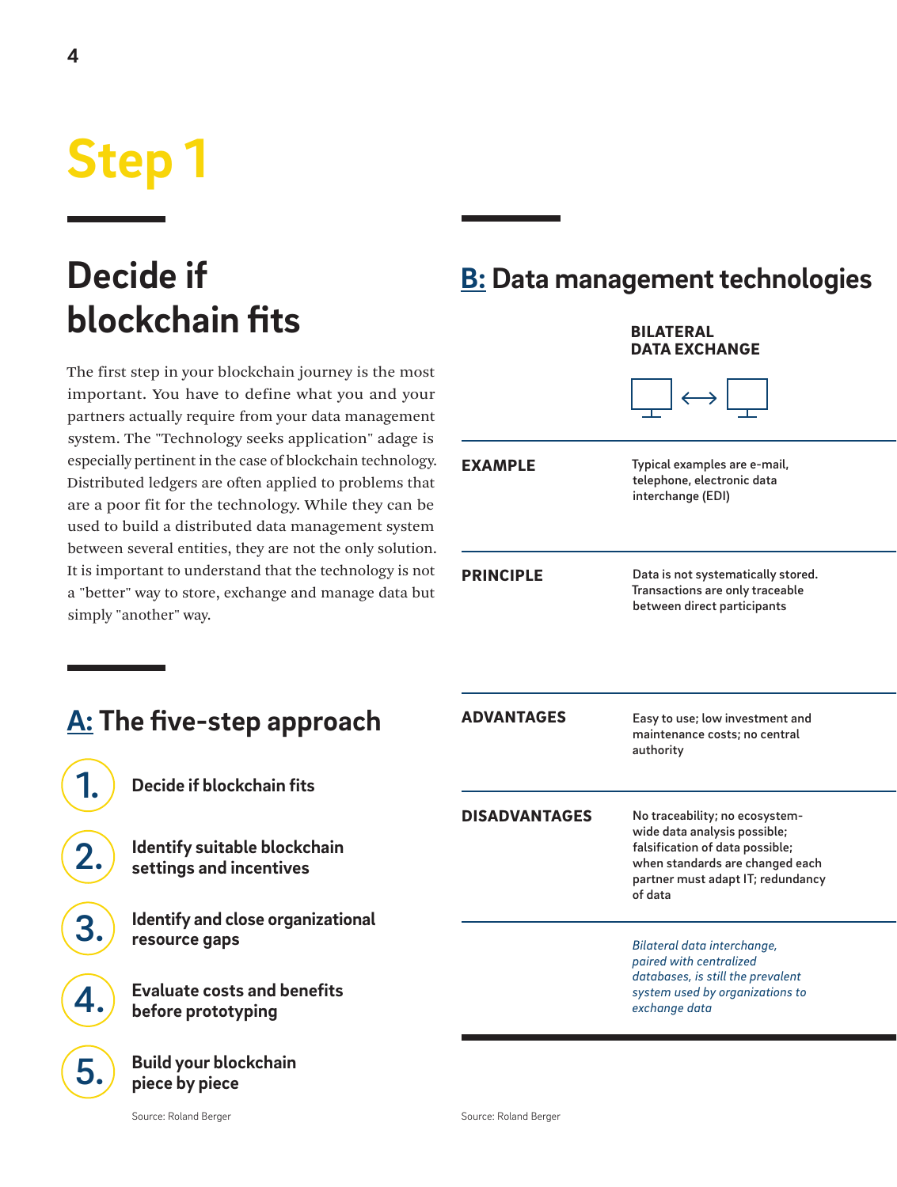# Step 1

## Decide if blockchain fits

The first step in your blockchain journey is the most important. You have to define what you and your partners actually require from your data management system. The "Technology seeks application" adage is especially pertinent in the case of blockchain technology. Distributed ledgers are often applied to problems that are a poor fit for the technology. While they can be used to build a distributed data management system between several entities, they are not the only solution. It is important to understand that the technology is not a "better" way to store, exchange and manage data but simply "another" way.

### A: The five-step approach

1. **Decide if blockchain fits**
2. **Identify suitable blockchain settings and incentives**
3. **Identify and close organizational resource gaps**
4. **Evaluate costs and benefits before prototyping**
5. **Build your blockchain piece by piece**

Source: Roland Berger

### B: Data management technologies

| | BILATERAL DATA EXCHANGE |
|---|---|
| **EXAMPLE** | Typical examples are e-mail, telephone, electronic data interchange (EDI) |
| **PRINCIPLE** | Data is not systematically stored. Transactions are only traceable between direct participants |
| **ADVANTAGES** | Easy to use; low investment and maintenance costs; no central authority |
| **DISADVANTAGES** | No traceability; no ecosystem-wide data analysis possible; falsification of data possible; when standards are changed each partner must adapt IT; redundancy of data |
| | *Bilateral data interchange, paired with centralized databases, is still the prevalent system used by organizations to exchange data* |

Source: Roland Berger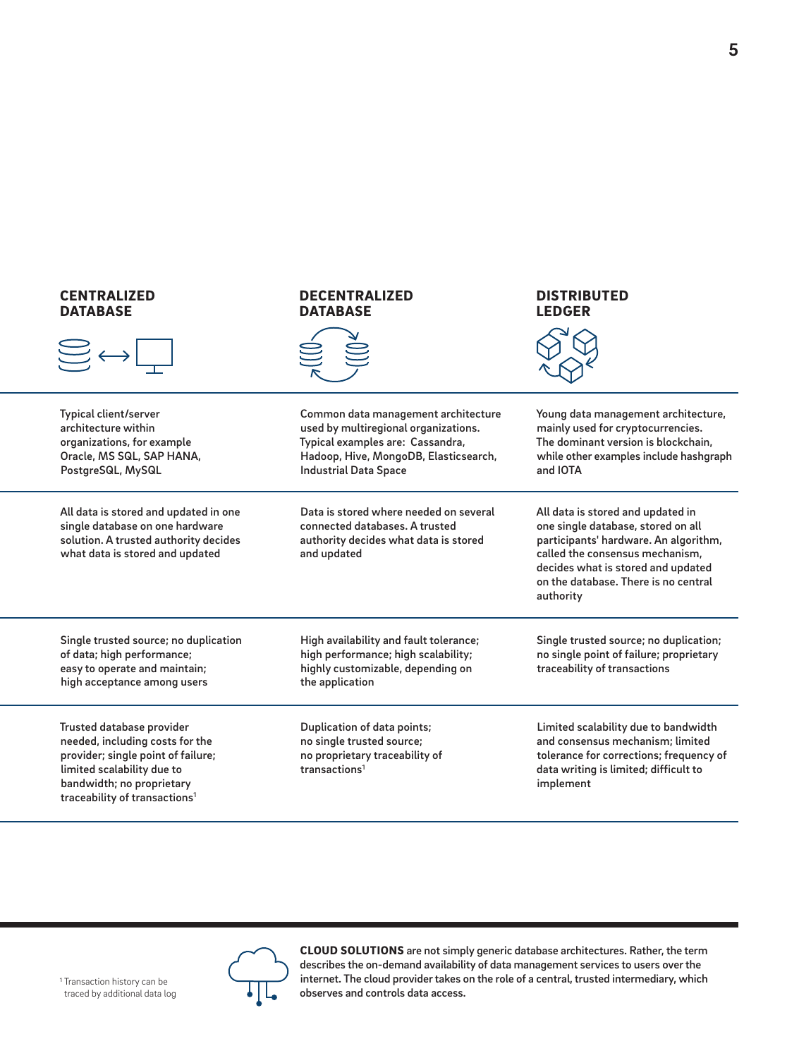| CENTRALIZED DATABASE | DECENTRALIZED DATABASE | DISTRIBUTED LEDGER |
|---|---|---|
| Typical client/server architecture within organizations, for example Oracle, MS SQL, SAP HANA, PostgreSQL, MySQL | Common data management architecture used by multiregional organizations. Typical examples are: Cassandra, Hadoop, Hive, MongoDB, Elasticsearch, Industrial Data Space | Young data management architecture, mainly used for cryptocurrencies. The dominant version is blockchain, while other examples include hashgraph and IOTA |
| All data is stored and updated in one single database on one hardware solution. A trusted authority decides what data is stored and updated | Data is stored where needed on several connected databases. A trusted authority decides what data is stored and updated | All data is stored and updated in one single database, stored on all participants' hardware. An algorithm, called the consensus mechanism, decides what is stored and updated on the database. There is no central authority |
| Single trusted source; no duplication of data; high performance; easy to operate and maintain; high acceptance among users | High availability and fault tolerance; high performance; high scalability; highly customizable, depending on the application | Single trusted source; no duplication; no single point of failure; proprietary traceability of transactions |
| Trusted database provider needed, including costs for the provider; single point of failure; limited scalability due to bandwidth; no proprietary traceability of transactions[1] | Duplication of data points; no single trusted source; no proprietary traceability of transactions[1] | Limited scalability due to bandwidth and consensus mechanism; limited tolerance for corrections; frequency of data writing is limited; difficult to implement |

**CLOUD SOLUTIONS** are not simply generic database architectures. Rather, the term describes the on-demand availability of data management services to users over the internet. The cloud provider takes on the role of a central, trusted intermediary, which observes and controls data access.

[1] Transaction history can be traced by additional data log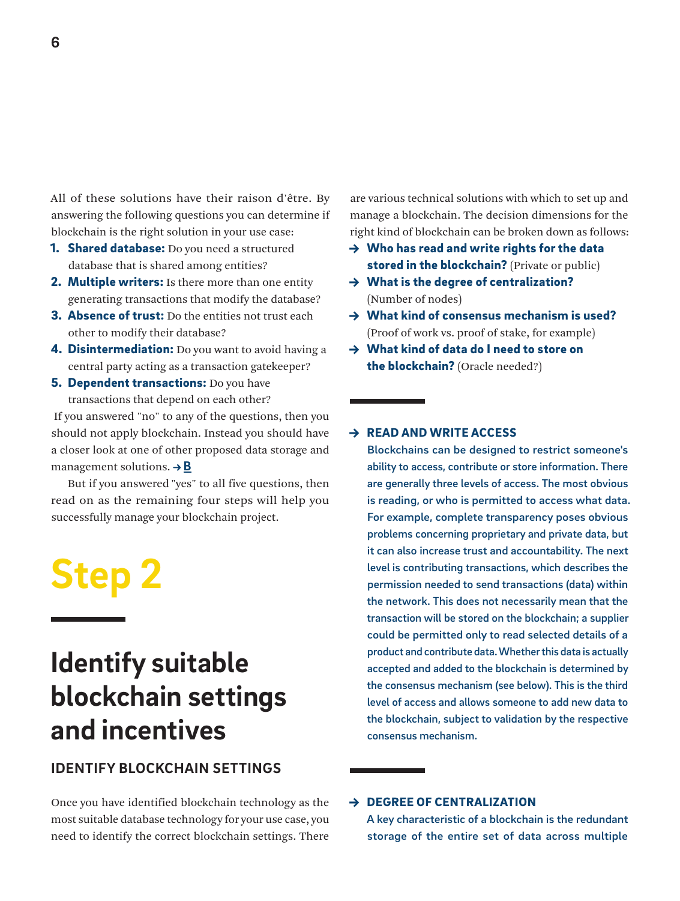All of these solutions have their raison d'être. By answering the following questions you can determine if blockchain is the right solution in your use case:

1. **Shared database:** Do you need a structured database that is shared among entities?
2. **Multiple writers:** Is there more than one entity generating transactions that modify the database?
3. **Absence of trust:** Do the entities not trust each other to modify their database?
4. **Disintermediation:** Do you want to avoid having a central party acting as a transaction gatekeeper?
5. **Dependent transactions:** Do you have transactions that depend on each other?

If you answered "no" to any of the questions, then you should not apply blockchain. Instead you should have a closer look at one of other proposed data storage and management solutions. → **B**

But if you answered "yes" to all five questions, then read on as the remaining four steps will help you successfully manage your blockchain project.

# Step 2

## Identify suitable blockchain settings and incentives

### IDENTIFY BLOCKCHAIN SETTINGS

Once you have identified blockchain technology as the most suitable database technology for your use case, you need to identify the correct blockchain settings. There are various technical solutions with which to set up and manage a blockchain. The decision dimensions for the right kind of blockchain can be broken down as follows:

- → **Who has read and write rights for the data stored in the blockchain?** (Private or public)
- → **What is the degree of centralization?** (Number of nodes)
- → **What kind of consensus mechanism is used?** (Proof of work vs. proof of stake, for example)
- → **What kind of data do I need to store on the blockchain?** (Oracle needed?)

#### → READ AND WRITE ACCESS

Blockchains can be designed to restrict someone's ability to access, contribute or store information. There are generally three levels of access. The most obvious is reading, or who is permitted to access what data. For example, complete transparency poses obvious problems concerning proprietary and private data, but it can also increase trust and accountability. The next level is contributing transactions, which describes the permission needed to send transactions (data) within the network. This does not necessarily mean that the transaction will be stored on the blockchain; a supplier could be permitted only to read selected details of a product and contribute data. Whether this data is actually accepted and added to the blockchain is determined by the consensus mechanism (see below). This is the third level of access and allows someone to add new data to the blockchain, subject to validation by the respective consensus mechanism.

#### → DEGREE OF CENTRALIZATION

A key characteristic of a blockchain is the redundant storage of the entire set of data across multiple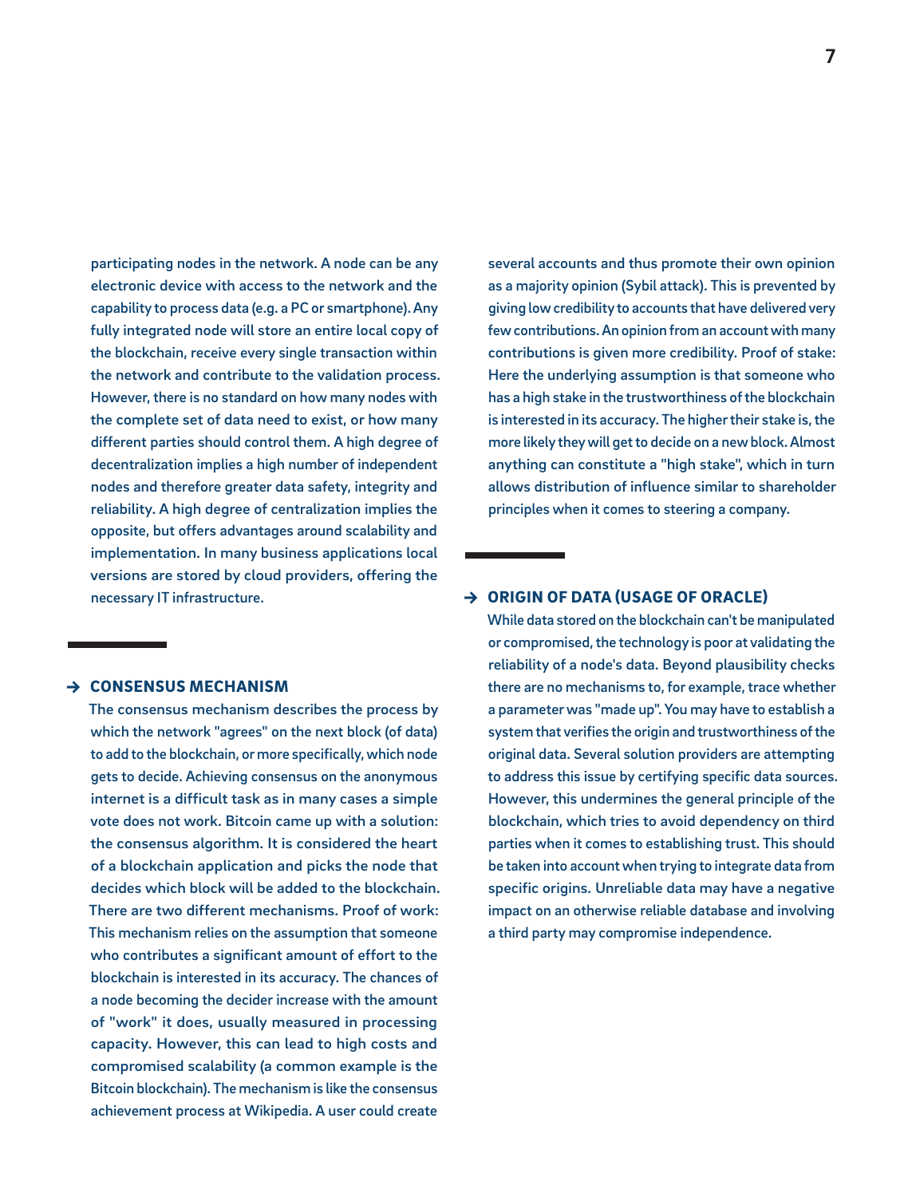participating nodes in the network. A node can be any electronic device with access to the network and the capability to process data (e.g. a PC or smartphone). Any fully integrated node will store an entire local copy of the blockchain, receive every single transaction within the network and contribute to the validation process. However, there is no standard on how many nodes with the complete set of data need to exist, or how many different parties should control them. A high degree of decentralization implies a high number of independent nodes and therefore greater data safety, integrity and reliability. A high degree of centralization implies the opposite, but offers advantages around scalability and implementation. In many business applications local versions are stored by cloud providers, offering the necessary IT infrastructure.

### → CONSENSUS MECHANISM

The consensus mechanism describes the process by which the network "agrees" on the next block (of data) to add to the blockchain, or more specifically, which node gets to decide. Achieving consensus on the anonymous internet is a difficult task as in many cases a simple vote does not work. Bitcoin came up with a solution: the consensus algorithm. It is considered the heart of a blockchain application and picks the node that decides which block will be added to the blockchain. There are two different mechanisms. Proof of work: This mechanism relies on the assumption that someone who contributes a significant amount of effort to the blockchain is interested in its accuracy. The chances of a node becoming the decider increase with the amount of "work" it does, usually measured in processing capacity. However, this can lead to high costs and compromised scalability (a common example is the Bitcoin blockchain). The mechanism is like the consensus achievement process at Wikipedia. A user could create several accounts and thus promote their own opinion as a majority opinion (Sybil attack). This is prevented by giving low credibility to accounts that have delivered very few contributions. An opinion from an account with many contributions is given more credibility. Proof of stake: Here the underlying assumption is that someone who has a high stake in the trustworthiness of the blockchain is interested in its accuracy. The higher their stake is, the more likely they will get to decide on a new block. Almost anything can constitute a "high stake", which in turn allows distribution of influence similar to shareholder principles when it comes to steering a company.

### → ORIGIN OF DATA (USAGE OF ORACLE)

While data stored on the blockchain can't be manipulated or compromised, the technology is poor at validating the reliability of a node's data. Beyond plausibility checks there are no mechanisms to, for example, trace whether a parameter was "made up". You may have to establish a system that verifies the origin and trustworthiness of the original data. Several solution providers are attempting to address this issue by certifying specific data sources. However, this undermines the general principle of the blockchain, which tries to avoid dependency on third parties when it comes to establishing trust. This should be taken into account when trying to integrate data from specific origins. Unreliable data may have a negative impact on an otherwise reliable database and involving a third party may compromise independence.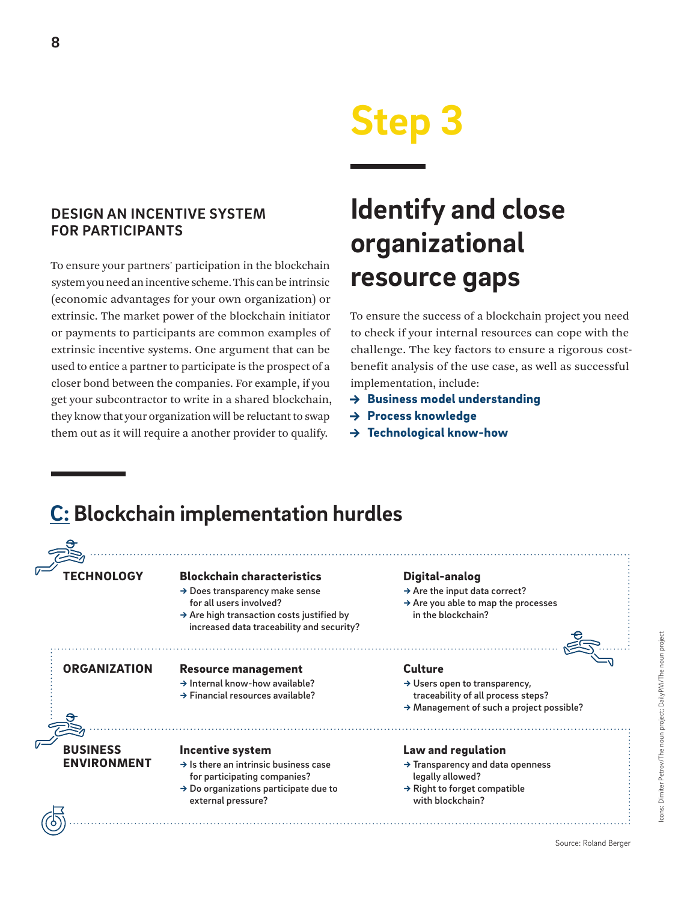## DESIGN AN INCENTIVE SYSTEM FOR PARTICIPANTS

To ensure your partners' participation in the blockchain system you need an incentive scheme. This can be intrinsic (economic advantages for your own organization) or extrinsic. The market power of the blockchain initiator or payments to participants are common examples of extrinsic incentive systems. One argument that can be used to entice a partner to participate is the prospect of a closer bond between the companies. For example, if you get your subcontractor to write in a shared blockchain, they know that your organization will be reluctant to swap them out as it will require a another provider to qualify.

# Step 3

## Identify and close organizational resource gaps

To ensure the success of a blockchain project you need to check if your internal resources can cope with the challenge. The key factors to ensure a rigorous cost-benefit analysis of the use case, as well as successful implementation, include:

- → **Business model understanding**
- → **Process knowledge**
- → **Technological know-how**

## C: Blockchain implementation hurdles

**TECHNOLOGY**

**Blockchain characteristics**
- → Does transparency make sense for all users involved?
- → Are high transaction costs justified by increased data traceability and security?

**Digital-analog**
- → Are the input data correct?
- → Are you able to map the processes in the blockchain?

**ORGANIZATION**

**Resource management**
- → Internal know-how available?
- → Financial resources available?

**Culture**
- → Users open to transparency, traceability of all process steps?
- → Management of such a project possible?

**BUSINESS ENVIRONMENT**

**Incentive system**
- → Is there an intrinsic business case for participating companies?
- → Do organizations participate due to external pressure?

**Law and regulation**
- → Transparency and data openness legally allowed?
- → Right to forget compatible with blockchain?

Source: Roland Berger

Icons: Dimiter Petrov/The noun project; DailyPM/The noun project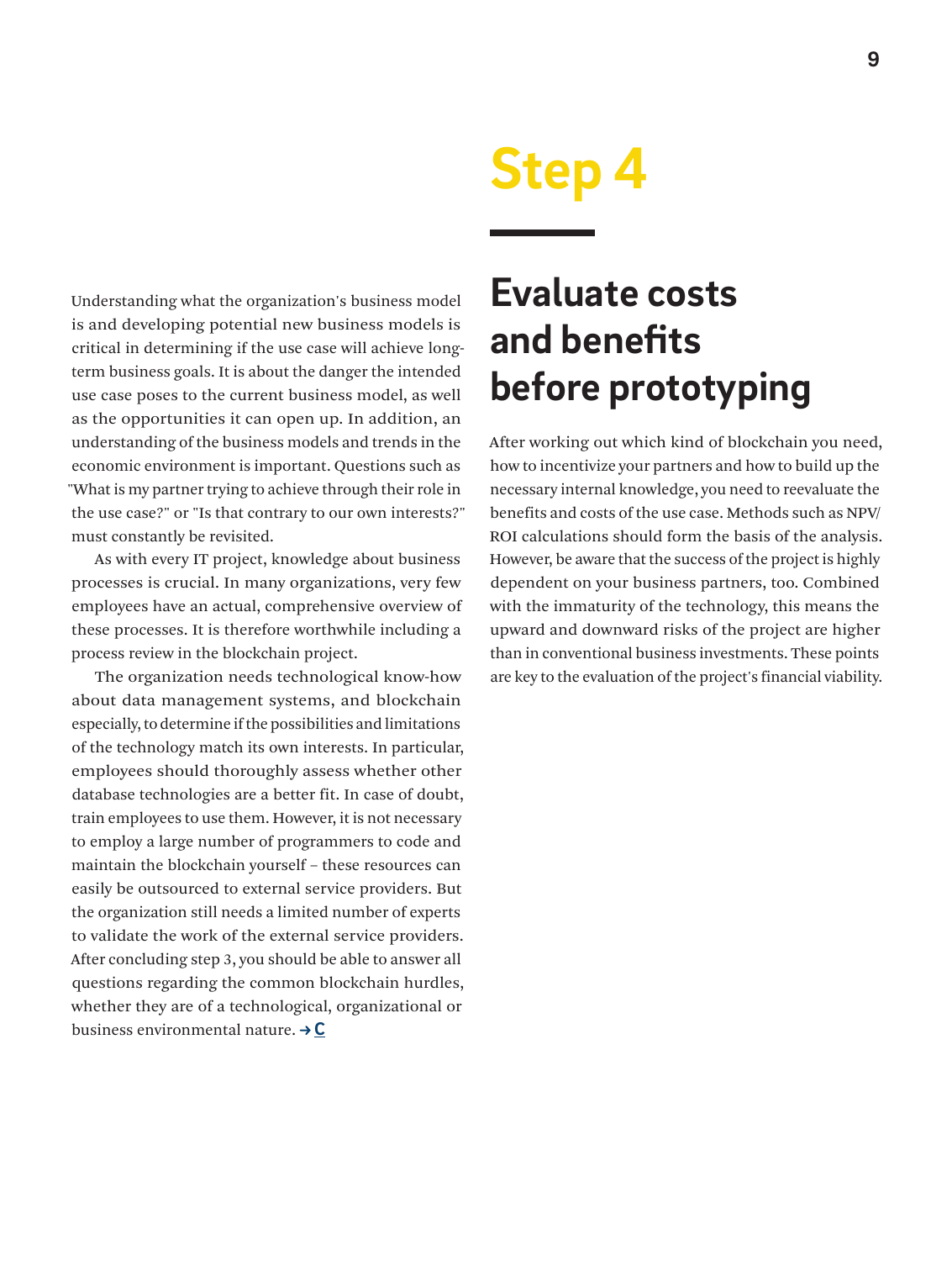Understanding what the organization's business model is and developing potential new business models is critical in determining if the use case will achieve long-term business goals. It is about the danger the intended use case poses to the current business model, as well as the opportunities it can open up. In addition, an understanding of the business models and trends in the economic environment is important. Questions such as "What is my partner trying to achieve through their role in the use case?" or "Is that contrary to our own interests?" must constantly be revisited.

As with every IT project, knowledge about business processes is crucial. In many organizations, very few employees have an actual, comprehensive overview of these processes. It is therefore worthwhile including a process review in the blockchain project.

The organization needs technological know-how about data management systems, and blockchain especially, to determine if the possibilities and limitations of the technology match its own interests. In particular, employees should thoroughly assess whether other database technologies are a better fit. In case of doubt, train employees to use them. However, it is not necessary to employ a large number of programmers to code and maintain the blockchain yourself – these resources can easily be outsourced to external service providers. But the organization still needs a limited number of experts to validate the work of the external service providers. After concluding step 3, you should be able to answer all questions regarding the common blockchain hurdles, whether they are of a technological, organizational or business environmental nature. → C

# Step 4

## Evaluate costs and benefits before prototyping

After working out which kind of blockchain you need, how to incentivize your partners and how to build up the necessary internal knowledge, you need to reevaluate the benefits and costs of the use case. Methods such as NPV/ROI calculations should form the basis of the analysis. However, be aware that the success of the project is highly dependent on your business partners, too. Combined with the immaturity of the technology, this means the upward and downward risks of the project are higher than in conventional business investments. These points are key to the evaluation of the project's financial viability.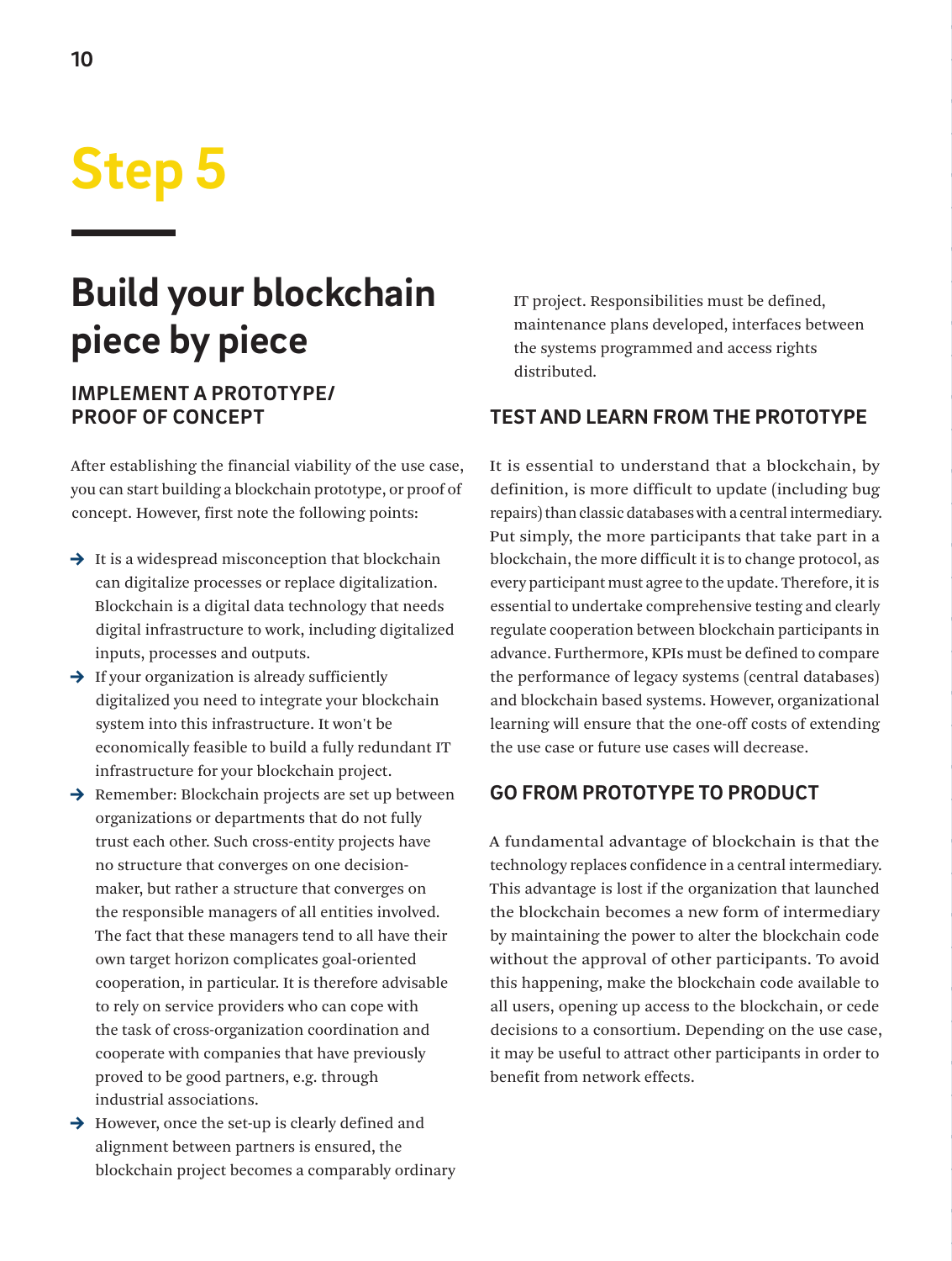# Step 5

## Build your blockchain piece by piece

### IMPLEMENT A PROTOTYPE/ PROOF OF CONCEPT

After establishing the financial viability of the use case, you can start building a blockchain prototype, or proof of concept. However, first note the following points:

- It is a widespread misconception that blockchain can digitalize processes or replace digitalization. Blockchain is a digital data technology that needs digital infrastructure to work, including digitalized inputs, processes and outputs.
- If your organization is already sufficiently digitalized you need to integrate your blockchain system into this infrastructure. It won't be economically feasible to build a fully redundant IT infrastructure for your blockchain project.
- Remember: Blockchain projects are set up between organizations or departments that do not fully trust each other. Such cross-entity projects have no structure that converges on one decision-maker, but rather a structure that converges on the responsible managers of all entities involved. The fact that these managers tend to all have their own target horizon complicates goal-oriented cooperation, in particular. It is therefore advisable to rely on service providers who can cope with the task of cross-organization coordination and cooperate with companies that have previously proved to be good partners, e.g. through industrial associations.
- However, once the set-up is clearly defined and alignment between partners is ensured, the blockchain project becomes a comparably ordinary IT project. Responsibilities must be defined, maintenance plans developed, interfaces between the systems programmed and access rights distributed.

### TEST AND LEARN FROM THE PROTOTYPE

It is essential to understand that a blockchain, by definition, is more difficult to update (including bug repairs) than classic databases with a central intermediary. Put simply, the more participants that take part in a blockchain, the more difficult it is to change protocol, as every participant must agree to the update. Therefore, it is essential to undertake comprehensive testing and clearly regulate cooperation between blockchain participants in advance. Furthermore, KPIs must be defined to compare the performance of legacy systems (central databases) and blockchain based systems. However, organizational learning will ensure that the one-off costs of extending the use case or future use cases will decrease.

### GO FROM PROTOTYPE TO PRODUCT

A fundamental advantage of blockchain is that the technology replaces confidence in a central intermediary. This advantage is lost if the organization that launched the blockchain becomes a new form of intermediary by maintaining the power to alter the blockchain code without the approval of other participants. To avoid this happening, make the blockchain code available to all users, opening up access to the blockchain, or cede decisions to a consortium. Depending on the use case, it may be useful to attract other participants in order to benefit from network effects.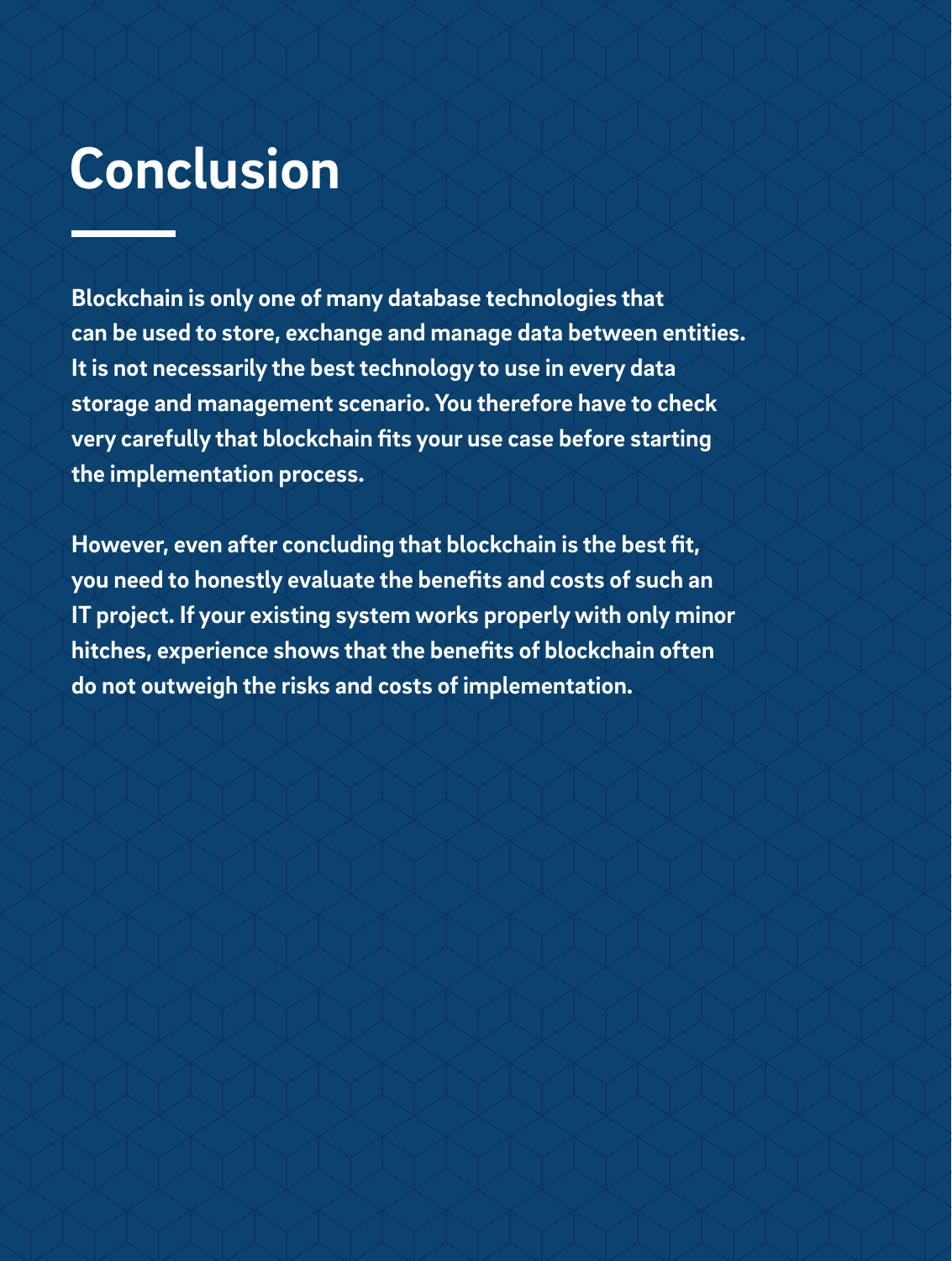# Conclusion

**Blockchain is only one of many database technologies that can be used to store, exchange and manage data between entities. It is not necessarily the best technology to use in every data storage and management scenario. You therefore have to check very carefully that blockchain fits your use case before starting the implementation process.**

**However, even after concluding that blockchain is the best fit, you need to honestly evaluate the benefits and costs of such an IT project. If your existing system works properly with only minor hitches, experience shows that the benefits of blockchain often do not outweigh the risks and costs of implementation.**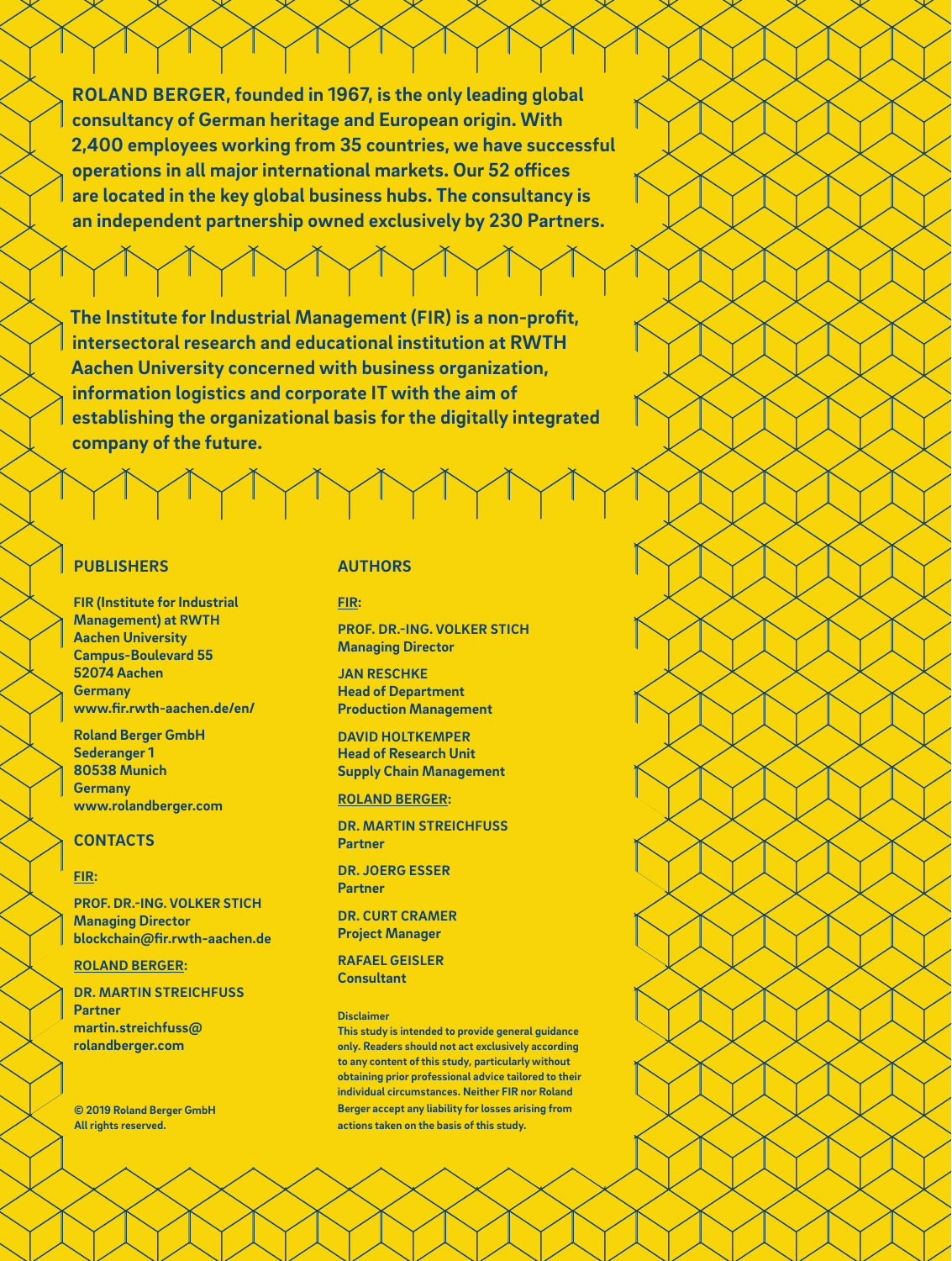**ROLAND BERGER, founded in 1967, is the only leading global consultancy of German heritage and European origin. With 2,400 employees working from 35 countries, we have successful operations in all major international markets. Our 52 offices are located in the key global business hubs. The consultancy is an independent partnership owned exclusively by 230 Partners.**

**The Institute for Industrial Management (FIR) is a non-profit, intersectoral research and educational institution at RWTH Aachen University concerned with business organization, information logistics and corporate IT with the aim of establishing the organizational basis for the digitally integrated company of the future.**

## PUBLISHERS

FIR (Institute for Industrial Management) at RWTH Aachen University
Campus-Boulevard 55
52074 Aachen
Germany
www.fir.rwth-aachen.de/en/

Roland Berger GmbH
Sederanger 1
80538 Munich
Germany
www.rolandberger.com

## CONTACTS

**FIR:**

PROF. DR.-ING. VOLKER STICH
Managing Director
blockchain@fir.rwth-aachen.de

**ROLAND BERGER:**

DR. MARTIN STREICHFUSS
Partner
martin.streichfuss@rolandberger.com

© 2019 Roland Berger GmbH
All rights reserved.

## AUTHORS

**FIR:**

PROF. DR.-ING. VOLKER STICH
Managing Director

JAN RESCHKE
Head of Department
Production Management

DAVID HOLTKEMPER
Head of Research Unit
Supply Chain Management

**ROLAND BERGER:**

DR. MARTIN STREICHFUSS
Partner

DR. JOERG ESSER
Partner

DR. CURT CRAMER
Project Manager

RAFAEL GEISLER
Consultant

**Disclaimer**
This study is intended to provide general guidance only. Readers should not act exclusively according to any content of this study, particularly without obtaining prior professional advice tailored to their individual circumstances. Neither FIR nor Roland Berger accept any liability for losses arising from actions taken on the basis of this study.